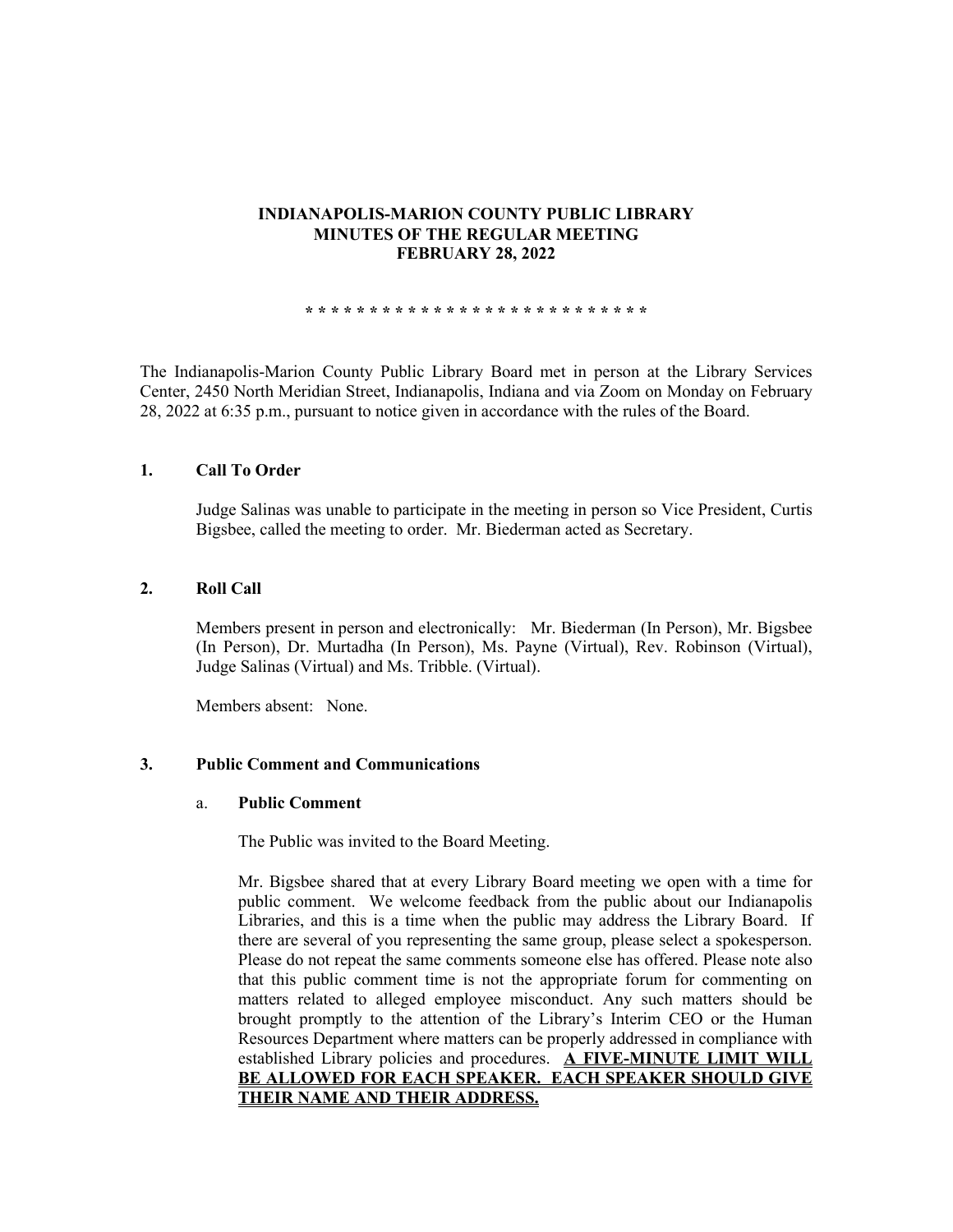# INDIANAPOLIS-MARION COUNTY PUBLIC LIBRARY
# MINUTES OF THE REGULAR MEETING
# FEBRUARY 28, 2022

* * * * * * * * * * * * * * * * * * * * * * * * * * *

The Indianapolis-Marion County Public Library Board met in person at the Library Services Center, 2450 North Meridian Street, Indianapolis, Indiana and via Zoom on Monday on February 28, 2022 at 6:35 p.m., pursuant to notice given in accordance with the rules of the Board.

## 1. Call To Order

Judge Salinas was unable to participate in the meeting in person so Vice President, Curtis Bigsbee, called the meeting to order. Mr. Biederman acted as Secretary.

## 2. Roll Call

Members present in person and electronically: Mr. Biederman (In Person), Mr. Bigsbee (In Person), Dr. Murtadha (In Person), Ms. Payne (Virtual), Rev. Robinson (Virtual), Judge Salinas (Virtual) and Ms. Tribble. (Virtual).

Members absent: None.

## 3. Public Comment and Communications

### a. Public Comment

The Public was invited to the Board Meeting.

Mr. Bigsbee shared that at every Library Board meeting we open with a time for public comment. We welcome feedback from the public about our Indianapolis Libraries, and this is a time when the public may address the Library Board. If there are several of you representing the same group, please select a spokesperson. Please do not repeat the same comments someone else has offered. Please note also that this public comment time is not the appropriate forum for commenting on matters related to alleged employee misconduct. Any such matters should be brought promptly to the attention of the Library's Interim CEO or the Human Resources Department where matters can be properly addressed in compliance with established Library policies and procedures. **A FIVE-MINUTE LIMIT WILL BE ALLOWED FOR EACH SPEAKER. EACH SPEAKER SHOULD GIVE THEIR NAME AND THEIR ADDRESS.**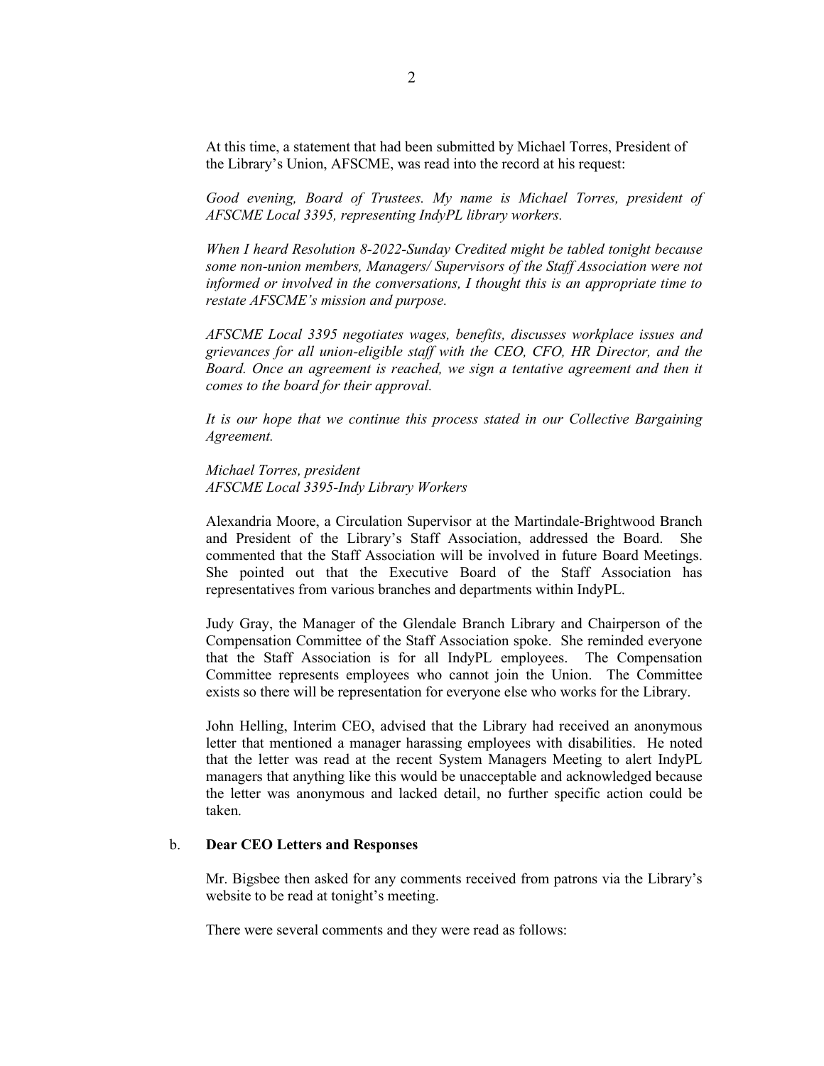At this time, a statement that had been submitted by Michael Torres, President of the Library's Union, AFSCME, was read into the record at his request:

*Good evening, Board of Trustees. My name is Michael Torres, president of AFSCME Local 3395, representing IndyPL library workers.*

*When I heard Resolution 8-2022-Sunday Credited might be tabled tonight because some non-union members, Managers/ Supervisors of the Staff Association were not informed or involved in the conversations, I thought this is an appropriate time to restate AFSCME's mission and purpose.*

*AFSCME Local 3395 negotiates wages, benefits, discusses workplace issues and grievances for all union-eligible staff with the CEO, CFO, HR Director, and the Board. Once an agreement is reached, we sign a tentative agreement and then it comes to the board for their approval.*

*It is our hope that we continue this process stated in our Collective Bargaining Agreement.*

*Michael Torres, president*
*AFSCME Local 3395-Indy Library Workers*

Alexandria Moore, a Circulation Supervisor at the Martindale-Brightwood Branch and President of the Library's Staff Association, addressed the Board. She commented that the Staff Association will be involved in future Board Meetings. She pointed out that the Executive Board of the Staff Association has representatives from various branches and departments within IndyPL.

Judy Gray, the Manager of the Glendale Branch Library and Chairperson of the Compensation Committee of the Staff Association spoke. She reminded everyone that the Staff Association is for all IndyPL employees. The Compensation Committee represents employees who cannot join the Union. The Committee exists so there will be representation for everyone else who works for the Library.

John Helling, Interim CEO, advised that the Library had received an anonymous letter that mentioned a manager harassing employees with disabilities. He noted that the letter was read at the recent System Managers Meeting to alert IndyPL managers that anything like this would be unacceptable and acknowledged because the letter was anonymous and lacked detail, no further specific action could be taken.

b. **Dear CEO Letters and Responses**

Mr. Bigsbee then asked for any comments received from patrons via the Library's website to be read at tonight's meeting.

There were several comments and they were read as follows: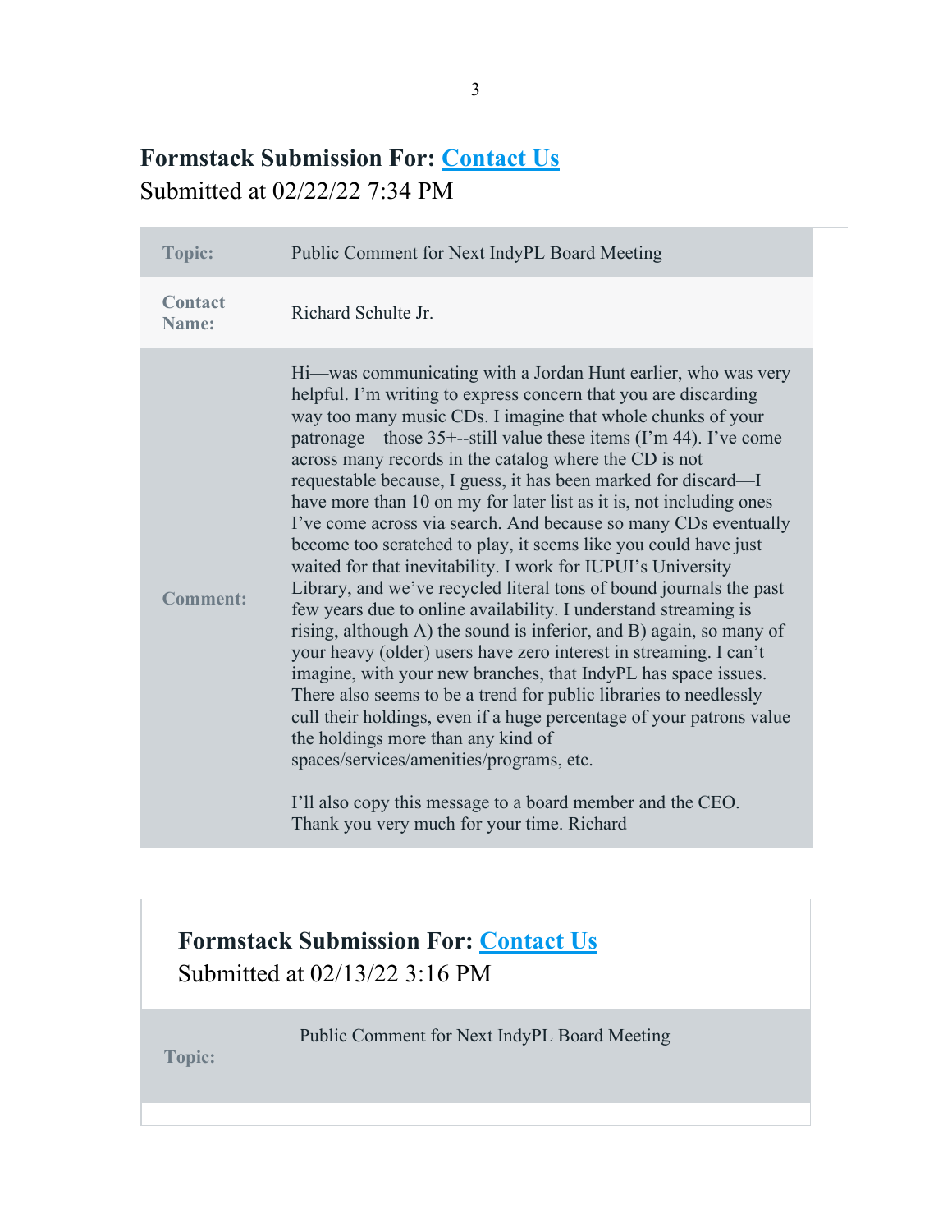## Formstack Submission For: Contact Us

Submitted at 02/22/22 7:34 PM

| | |
|---|---|
| **Topic:** | Public Comment for Next IndyPL Board Meeting |
| **Contact Name:** | Richard Schulte Jr. |
| **Comment:** | Hi—was communicating with a Jordan Hunt earlier, who was very helpful. I'm writing to express concern that you are discarding way too many music CDs. I imagine that whole chunks of your patronage—those 35+--still value these items (I'm 44). I've come across many records in the catalog where the CD is not requestable because, I guess, it has been marked for discard—I have more than 10 on my for later list as it is, not including ones I've come across via search. And because so many CDs eventually become too scratched to play, it seems like you could have just waited for that inevitability. I work for IUPUI's University Library, and we've recycled literal tons of bound journals the past few years due to online availability. I understand streaming is rising, although A) the sound is inferior, and B) again, so many of your heavy (older) users have zero interest in streaming. I can't imagine, with your new branches, that IndyPL has space issues. There also seems to be a trend for public libraries to needlessly cull their holdings, even if a huge percentage of your patrons value the holdings more than any kind of spaces/services/amenities/programs, etc.<br><br>I'll also copy this message to a board member and the CEO. Thank you very much for your time. Richard |

## Formstack Submission For: Contact Us

Submitted at 02/13/22 3:16 PM

| | |
|---|---|
| **Topic:** | Public Comment for Next IndyPL Board Meeting |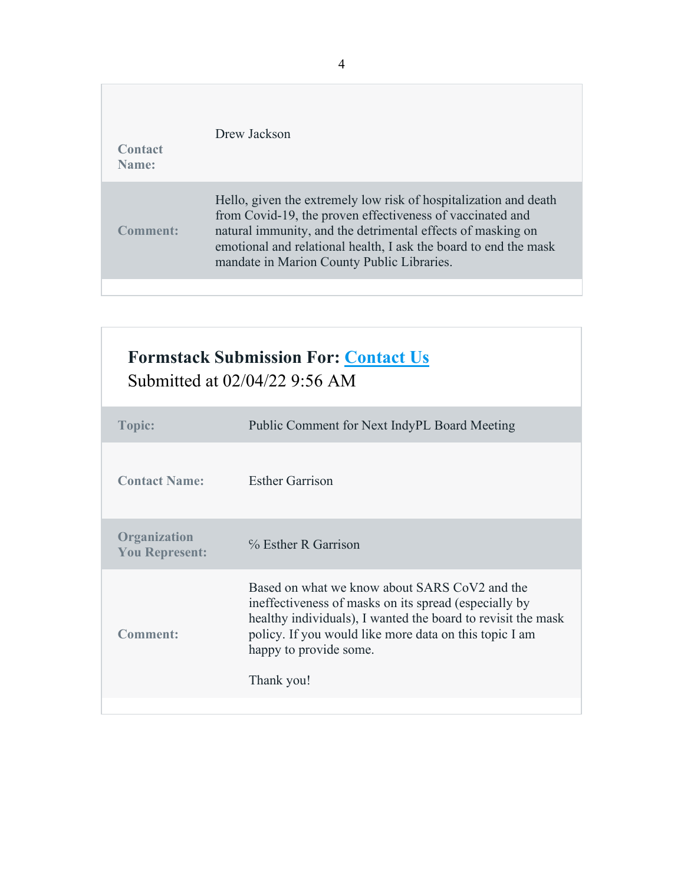| | |
|---|---|
| **Contact Name:** | Drew Jackson |
| **Comment:** | Hello, given the extremely low risk of hospitalization and death from Covid-19, the proven effectiveness of vaccinated and natural immunity, and the detrimental effects of masking on emotional and relational health, I ask the board to end the mask mandate in Marion County Public Libraries. |

## Formstack Submission For: [Contact Us]

Submitted at 02/04/22 9:56 AM

| | |
|---|---|
| **Topic:** | Public Comment for Next IndyPL Board Meeting |
| **Contact Name:** | Esther Garrison |
| **Organization You Represent:** | ℅ Esther R Garrison |
| **Comment:** | Based on what we know about SARS CoV2 and the ineffectiveness of masks on its spread (especially by healthy individuals), I wanted the board to revisit the mask policy. If you would like more data on this topic I am happy to provide some.<br><br>Thank you! |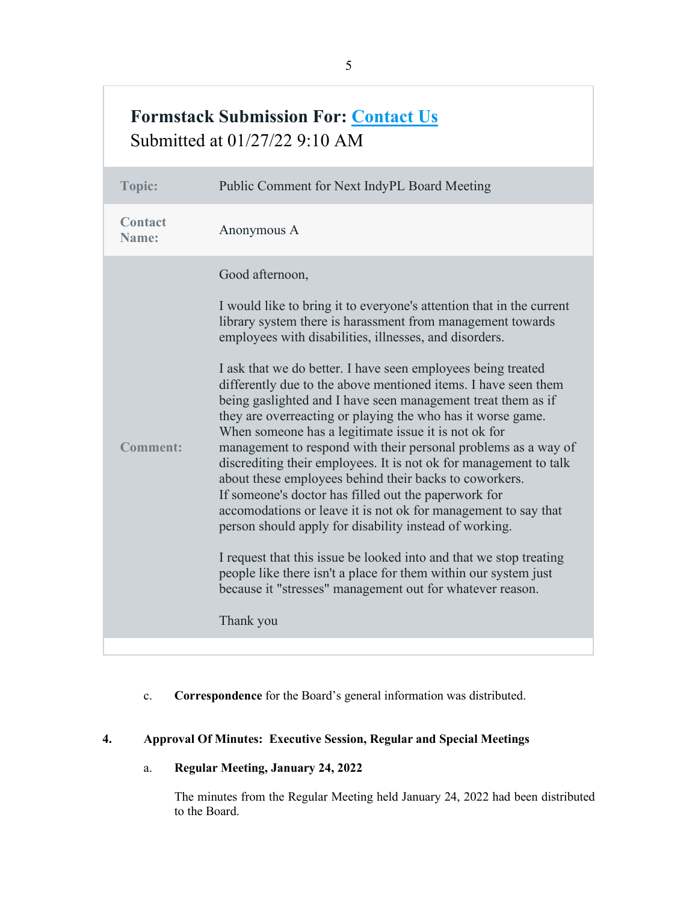## Formstack Submission For: Contact Us
Submitted at 01/27/22 9:10 AM

| | |
|---|---|
| **Topic:** | Public Comment for Next IndyPL Board Meeting |
| **Contact Name:** | Anonymous A |
| **Comment:** | Good afternoon,<br><br>I would like to bring it to everyone's attention that in the current library system there is harassment from management towards employees with disabilities, illnesses, and disorders.<br><br>I ask that we do better. I have seen employees being treated differently due to the above mentioned items. I have seen them being gaslighted and I have seen management treat them as if they are overreacting or playing the who has it worse game. When someone has a legitimate issue it is not ok for management to respond with their personal problems as a way of discrediting their employees. It is not ok for management to talk about these employees behind their backs to coworkers. If someone's doctor has filled out the paperwork for accomodations or leave it is not ok for management to say that person should apply for disability instead of working.<br><br>I request that this issue be looked into and that we stop treating people like there isn't a place for them within our system just because it "stresses" management out for whatever reason.<br><br>Thank you |

c. **Correspondence** for the Board's general information was distributed.

**4. Approval Of Minutes: Executive Session, Regular and Special Meetings**

a. **Regular Meeting, January 24, 2022**

The minutes from the Regular Meeting held January 24, 2022 had been distributed to the Board.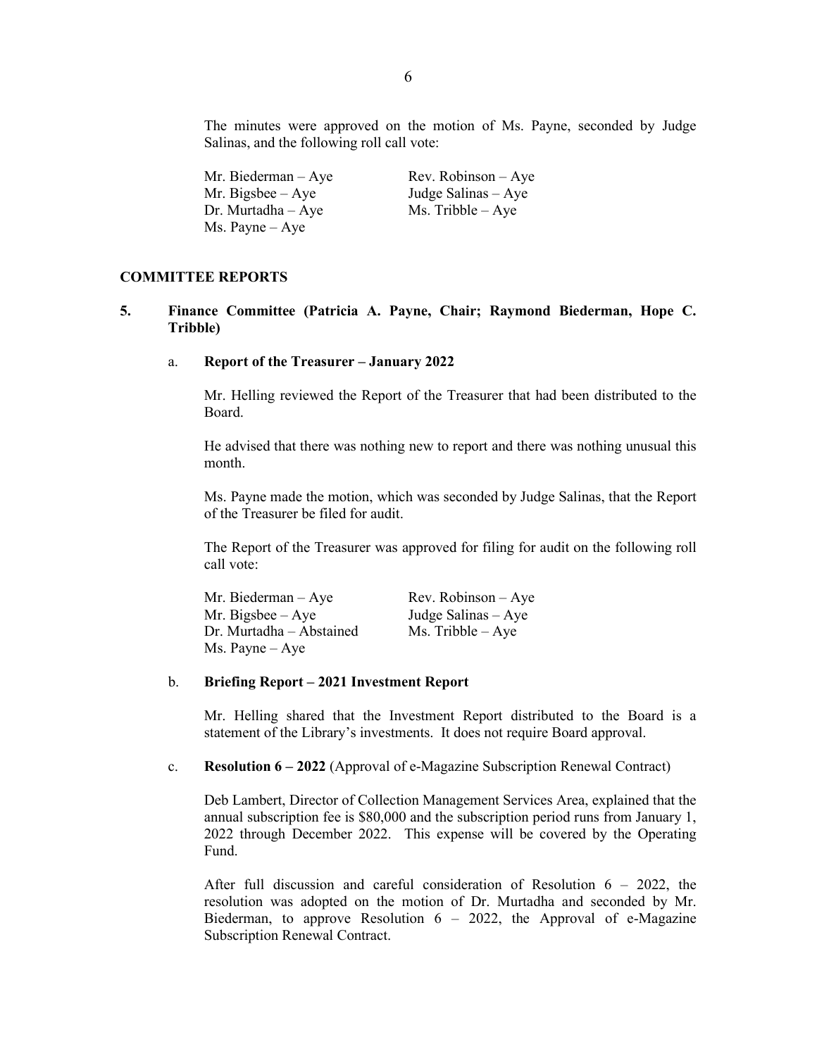The minutes were approved on the motion of Ms. Payne, seconded by Judge Salinas, and the following roll call vote:

Mr. Biederman – Aye
Mr. Bigsbee – Aye
Dr. Murtadha – Aye
Ms. Payne – Aye
Rev. Robinson – Aye
Judge Salinas – Aye
Ms. Tribble – Aye

## COMMITTEE REPORTS

### 5. Finance Committee (Patricia A. Payne, Chair; Raymond Biederman, Hope C. Tribble)

a. **Report of the Treasurer – January 2022**

Mr. Helling reviewed the Report of the Treasurer that had been distributed to the Board.

He advised that there was nothing new to report and there was nothing unusual this month.

Ms. Payne made the motion, which was seconded by Judge Salinas, that the Report of the Treasurer be filed for audit.

The Report of the Treasurer was approved for filing for audit on the following roll call vote:

Mr. Biederman – Aye
Mr. Bigsbee – Aye
Dr. Murtadha – Abstained
Ms. Payne – Aye
Rev. Robinson – Aye
Judge Salinas – Aye
Ms. Tribble – Aye

b. **Briefing Report – 2021 Investment Report**

Mr. Helling shared that the Investment Report distributed to the Board is a statement of the Library's investments. It does not require Board approval.

c. **Resolution 6 – 2022** (Approval of e-Magazine Subscription Renewal Contract)

Deb Lambert, Director of Collection Management Services Area, explained that the annual subscription fee is $80,000 and the subscription period runs from January 1, 2022 through December 2022. This expense will be covered by the Operating Fund.

After full discussion and careful consideration of Resolution 6 – 2022, the resolution was adopted on the motion of Dr. Murtadha and seconded by Mr. Biederman, to approve Resolution 6 – 2022, the Approval of e-Magazine Subscription Renewal Contract.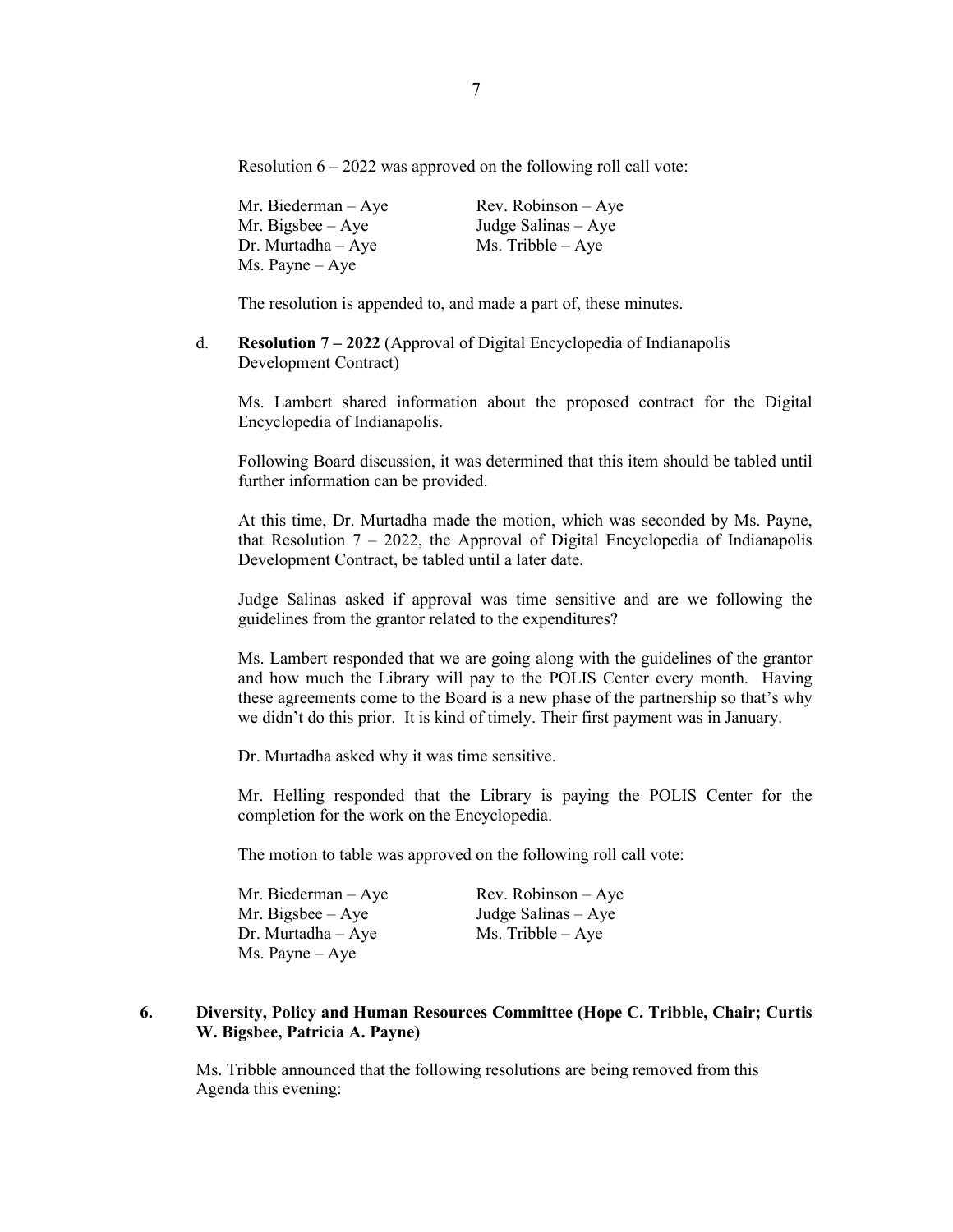Resolution 6 – 2022 was approved on the following roll call vote:

| | |
|---|---|
| Mr. Biederman – Aye | Rev. Robinson – Aye |
| Mr. Bigsbee – Aye | Judge Salinas – Aye |
| Dr. Murtadha – Aye | Ms. Tribble – Aye |
| Ms. Payne – Aye | |

The resolution is appended to, and made a part of, these minutes.

d. **Resolution 7 – 2022** (Approval of Digital Encyclopedia of Indianapolis Development Contract)

Ms. Lambert shared information about the proposed contract for the Digital Encyclopedia of Indianapolis.

Following Board discussion, it was determined that this item should be tabled until further information can be provided.

At this time, Dr. Murtadha made the motion, which was seconded by Ms. Payne, that Resolution 7 – 2022, the Approval of Digital Encyclopedia of Indianapolis Development Contract, be tabled until a later date.

Judge Salinas asked if approval was time sensitive and are we following the guidelines from the grantor related to the expenditures?

Ms. Lambert responded that we are going along with the guidelines of the grantor and how much the Library will pay to the POLIS Center every month. Having these agreements come to the Board is a new phase of the partnership so that's why we didn't do this prior. It is kind of timely. Their first payment was in January.

Dr. Murtadha asked why it was time sensitive.

Mr. Helling responded that the Library is paying the POLIS Center for the completion for the work on the Encyclopedia.

The motion to table was approved on the following roll call vote:

| | |
|---|---|
| Mr. Biederman – Aye | Rev. Robinson – Aye |
| Mr. Bigsbee – Aye | Judge Salinas – Aye |
| Dr. Murtadha – Aye | Ms. Tribble – Aye |
| Ms. Payne – Aye | |

**6. Diversity, Policy and Human Resources Committee (Hope C. Tribble, Chair; Curtis W. Bigsbee, Patricia A. Payne)**

Ms. Tribble announced that the following resolutions are being removed from this Agenda this evening: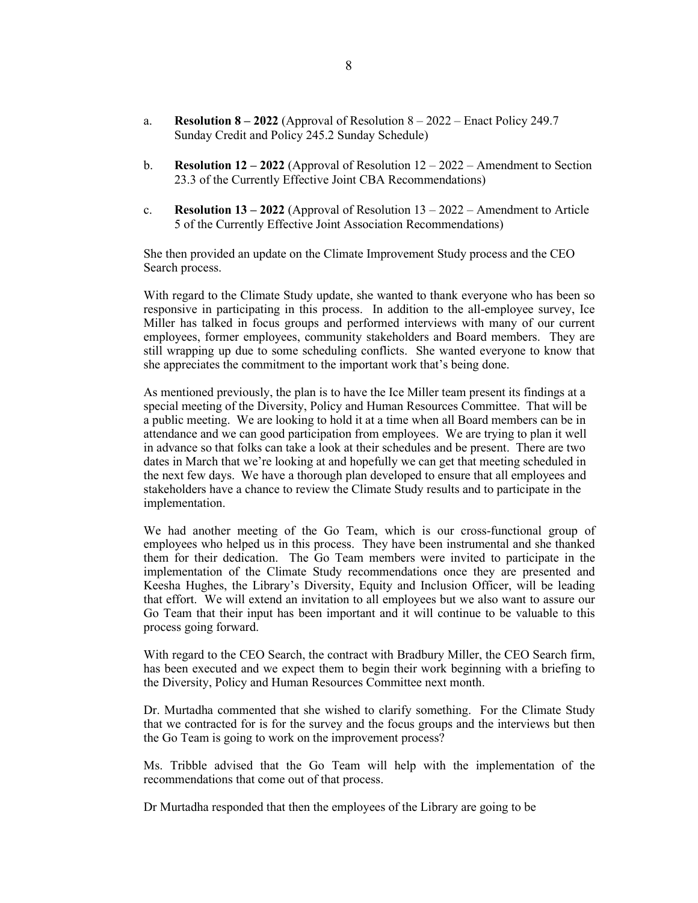a. **Resolution 8 – 2022** (Approval of Resolution 8 – 2022 – Enact Policy 249.7 Sunday Credit and Policy 245.2 Sunday Schedule)

b. **Resolution 12 – 2022** (Approval of Resolution 12 – 2022 – Amendment to Section 23.3 of the Currently Effective Joint CBA Recommendations)

c. **Resolution 13 – 2022** (Approval of Resolution 13 – 2022 – Amendment to Article 5 of the Currently Effective Joint Association Recommendations)

She then provided an update on the Climate Improvement Study process and the CEO Search process.

With regard to the Climate Study update, she wanted to thank everyone who has been so responsive in participating in this process. In addition to the all-employee survey, Ice Miller has talked in focus groups and performed interviews with many of our current employees, former employees, community stakeholders and Board members. They are still wrapping up due to some scheduling conflicts. She wanted everyone to know that she appreciates the commitment to the important work that's being done.

As mentioned previously, the plan is to have the Ice Miller team present its findings at a special meeting of the Diversity, Policy and Human Resources Committee. That will be a public meeting. We are looking to hold it at a time when all Board members can be in attendance and we can good participation from employees. We are trying to plan it well in advance so that folks can take a look at their schedules and be present. There are two dates in March that we're looking at and hopefully we can get that meeting scheduled in the next few days. We have a thorough plan developed to ensure that all employees and stakeholders have a chance to review the Climate Study results and to participate in the implementation.

We had another meeting of the Go Team, which is our cross-functional group of employees who helped us in this process. They have been instrumental and she thanked them for their dedication. The Go Team members were invited to participate in the implementation of the Climate Study recommendations once they are presented and Keesha Hughes, the Library's Diversity, Equity and Inclusion Officer, will be leading that effort. We will extend an invitation to all employees but we also want to assure our Go Team that their input has been important and it will continue to be valuable to this process going forward.

With regard to the CEO Search, the contract with Bradbury Miller, the CEO Search firm, has been executed and we expect them to begin their work beginning with a briefing to the Diversity, Policy and Human Resources Committee next month.

Dr. Murtadha commented that she wished to clarify something. For the Climate Study that we contracted for is for the survey and the focus groups and the interviews but then the Go Team is going to work on the improvement process?

Ms. Tribble advised that the Go Team will help with the implementation of the recommendations that come out of that process.

Dr Murtadha responded that then the employees of the Library are going to be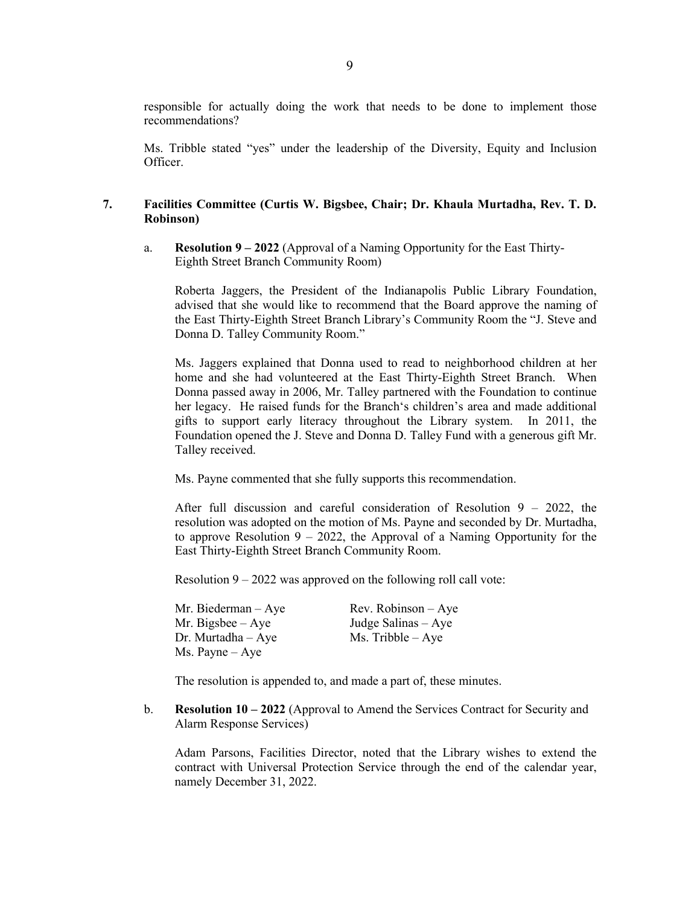responsible for actually doing the work that needs to be done to implement those recommendations?

Ms. Tribble stated "yes" under the leadership of the Diversity, Equity and Inclusion Officer.

**7. Facilities Committee (Curtis W. Bigsbee, Chair; Dr. Khaula Murtadha, Rev. T. D. Robinson)**

a. **Resolution 9 – 2022** (Approval of a Naming Opportunity for the East Thirty-Eighth Street Branch Community Room)

Roberta Jaggers, the President of the Indianapolis Public Library Foundation, advised that she would like to recommend that the Board approve the naming of the East Thirty-Eighth Street Branch Library's Community Room the "J. Steve and Donna D. Talley Community Room."

Ms. Jaggers explained that Donna used to read to neighborhood children at her home and she had volunteered at the East Thirty-Eighth Street Branch. When Donna passed away in 2006, Mr. Talley partnered with the Foundation to continue her legacy. He raised funds for the Branch's children's area and made additional gifts to support early literacy throughout the Library system. In 2011, the Foundation opened the J. Steve and Donna D. Talley Fund with a generous gift Mr. Talley received.

Ms. Payne commented that she fully supports this recommendation.

After full discussion and careful consideration of Resolution 9 – 2022, the resolution was adopted on the motion of Ms. Payne and seconded by Dr. Murtadha, to approve Resolution 9 – 2022, the Approval of a Naming Opportunity for the East Thirty-Eighth Street Branch Community Room.

Resolution 9 – 2022 was approved on the following roll call vote:

Mr. Biederman – Aye
Mr. Bigsbee – Aye
Dr. Murtadha – Aye
Ms. Payne – Aye
Rev. Robinson – Aye
Judge Salinas – Aye
Ms. Tribble – Aye

The resolution is appended to, and made a part of, these minutes.

b. **Resolution 10 – 2022** (Approval to Amend the Services Contract for Security and Alarm Response Services)

Adam Parsons, Facilities Director, noted that the Library wishes to extend the contract with Universal Protection Service through the end of the calendar year, namely December 31, 2022.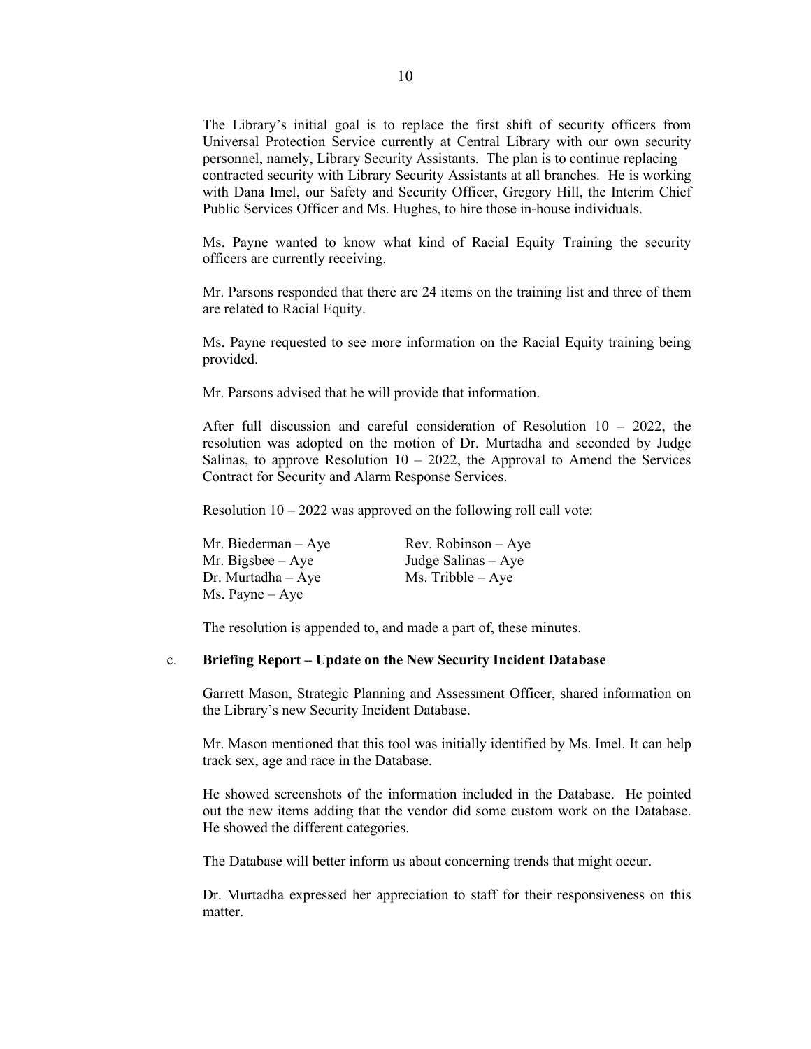The Library's initial goal is to replace the first shift of security officers from Universal Protection Service currently at Central Library with our own security personnel, namely, Library Security Assistants. The plan is to continue replacing contracted security with Library Security Assistants at all branches. He is working with Dana Imel, our Safety and Security Officer, Gregory Hill, the Interim Chief Public Services Officer and Ms. Hughes, to hire those in-house individuals.

Ms. Payne wanted to know what kind of Racial Equity Training the security officers are currently receiving.

Mr. Parsons responded that there are 24 items on the training list and three of them are related to Racial Equity.

Ms. Payne requested to see more information on the Racial Equity training being provided.

Mr. Parsons advised that he will provide that information.

After full discussion and careful consideration of Resolution 10 – 2022, the resolution was adopted on the motion of Dr. Murtadha and seconded by Judge Salinas, to approve Resolution 10 – 2022, the Approval to Amend the Services Contract for Security and Alarm Response Services.

Resolution 10 – 2022 was approved on the following roll call vote:

Mr. Biederman – Aye
Mr. Bigsbee – Aye
Dr. Murtadha – Aye
Ms. Payne – Aye
Rev. Robinson – Aye
Judge Salinas – Aye
Ms. Tribble – Aye

The resolution is appended to, and made a part of, these minutes.

c. **Briefing Report – Update on the New Security Incident Database**

Garrett Mason, Strategic Planning and Assessment Officer, shared information on the Library's new Security Incident Database.

Mr. Mason mentioned that this tool was initially identified by Ms. Imel. It can help track sex, age and race in the Database.

He showed screenshots of the information included in the Database. He pointed out the new items adding that the vendor did some custom work on the Database. He showed the different categories.

The Database will better inform us about concerning trends that might occur.

Dr. Murtadha expressed her appreciation to staff for their responsiveness on this matter.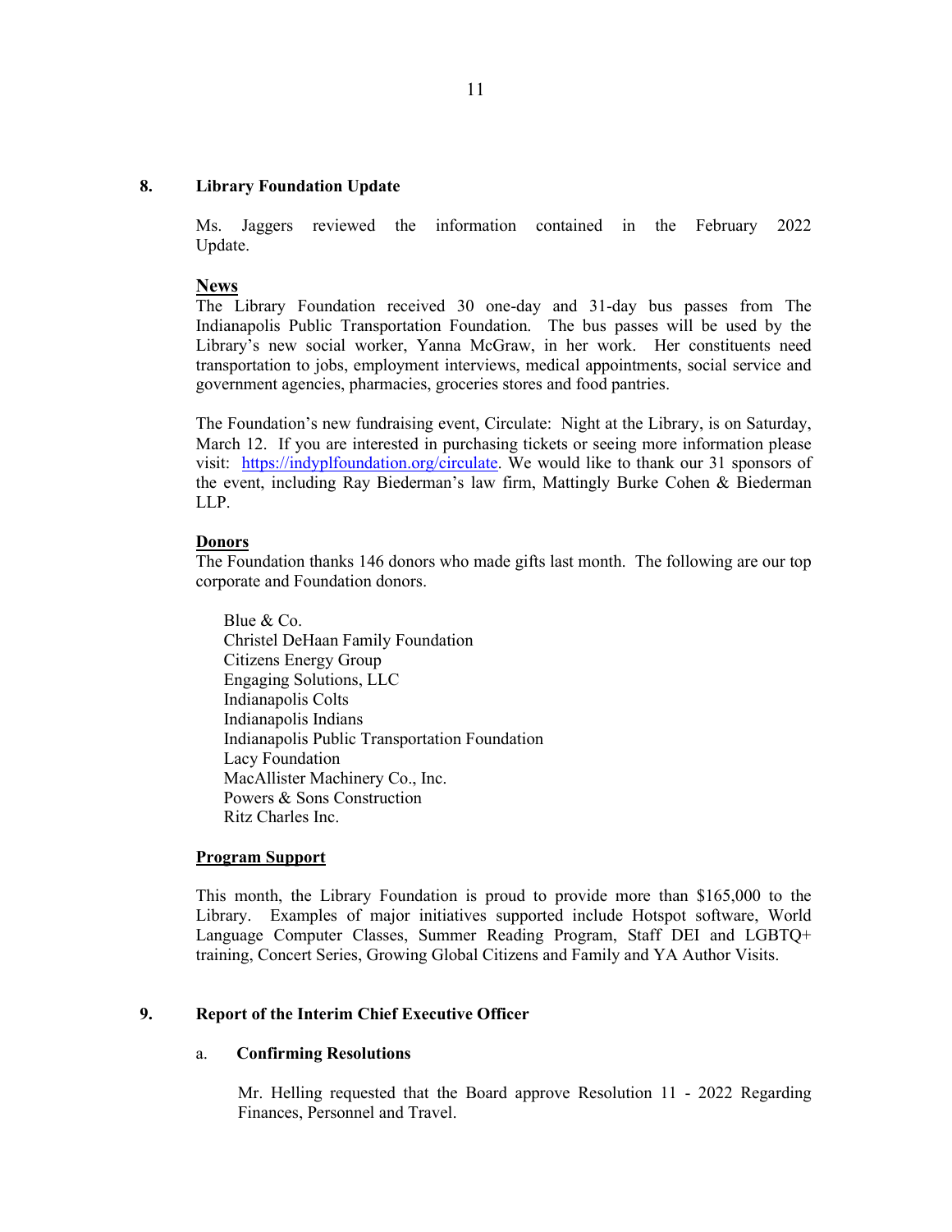## 8. Library Foundation Update

Ms. Jaggers reviewed the information contained in the February 2022 Update.

**News**

The Library Foundation received 30 one-day and 31-day bus passes from The Indianapolis Public Transportation Foundation. The bus passes will be used by the Library's new social worker, Yanna McGraw, in her work. Her constituents need transportation to jobs, employment interviews, medical appointments, social service and government agencies, pharmacies, groceries stores and food pantries.

The Foundation's new fundraising event, Circulate: Night at the Library, is on Saturday, March 12. If you are interested in purchasing tickets or seeing more information please visit: [https://indyplfoundation.org/circulate](https://indyplfoundation.org/circulate). We would like to thank our 31 sponsors of the event, including Ray Biederman's law firm, Mattingly Burke Cohen & Biederman LLP.

**Donors**

The Foundation thanks 146 donors who made gifts last month. The following are our top corporate and Foundation donors.

Blue & Co.
Christel DeHaan Family Foundation
Citizens Energy Group
Engaging Solutions, LLC
Indianapolis Colts
Indianapolis Indians
Indianapolis Public Transportation Foundation
Lacy Foundation
MacAllister Machinery Co., Inc.
Powers & Sons Construction
Ritz Charles Inc.

**Program Support**

This month, the Library Foundation is proud to provide more than $165,000 to the Library. Examples of major initiatives supported include Hotspot software, World Language Computer Classes, Summer Reading Program, Staff DEI and LGBTQ+ training, Concert Series, Growing Global Citizens and Family and YA Author Visits.

## 9. Report of the Interim Chief Executive Officer

### a. Confirming Resolutions

Mr. Helling requested that the Board approve Resolution 11 - 2022 Regarding Finances, Personnel and Travel.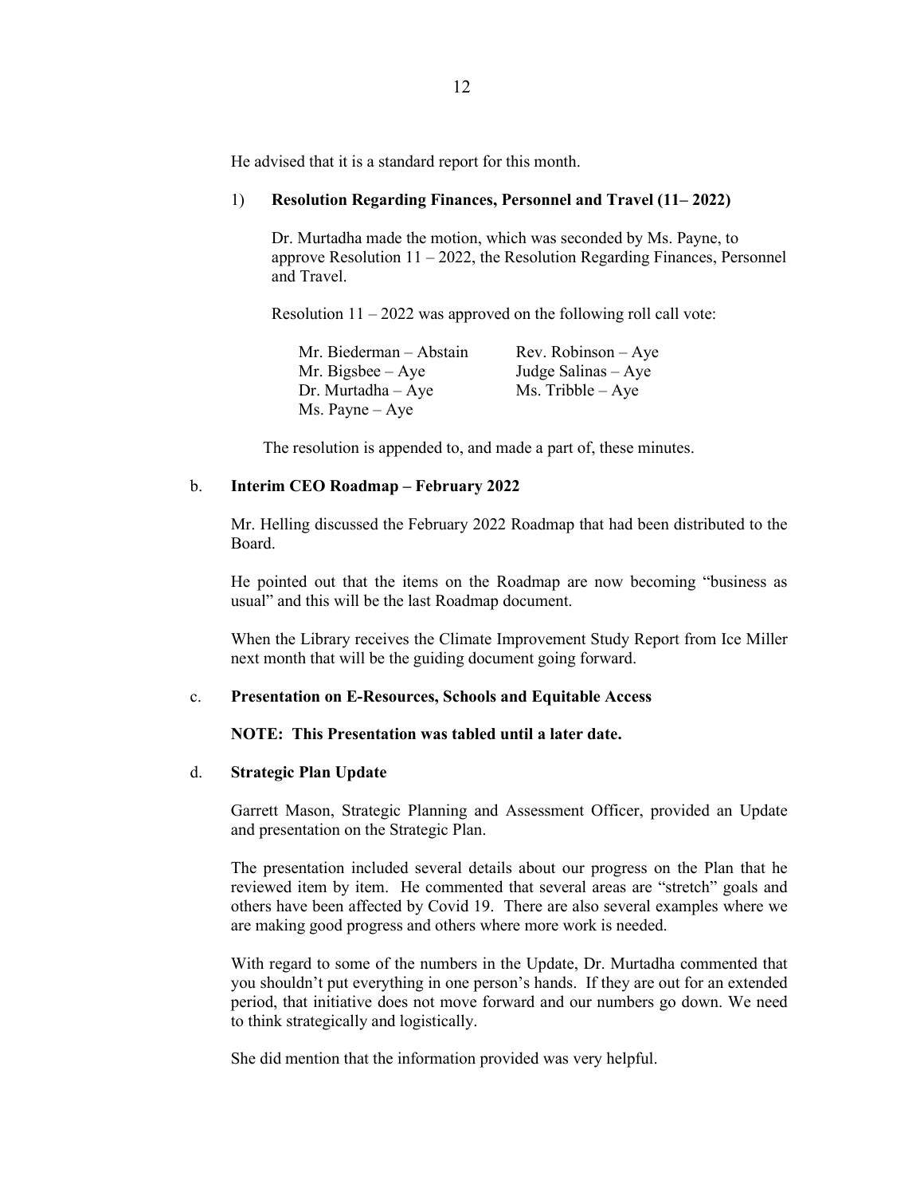He advised that it is a standard report for this month.

1) **Resolution Regarding Finances, Personnel and Travel (11– 2022)**

Dr. Murtadha made the motion, which was seconded by Ms. Payne, to approve Resolution 11 – 2022, the Resolution Regarding Finances, Personnel and Travel.

Resolution 11 – 2022 was approved on the following roll call vote:

| | |
|---|---|
| Mr. Biederman – Abstain | Rev. Robinson – Aye |
| Mr. Bigsbee – Aye | Judge Salinas – Aye |
| Dr. Murtadha – Aye | Ms. Tribble – Aye |
| Ms. Payne – Aye | |

The resolution is appended to, and made a part of, these minutes.

b. **Interim CEO Roadmap – February 2022**

Mr. Helling discussed the February 2022 Roadmap that had been distributed to the Board.

He pointed out that the items on the Roadmap are now becoming "business as usual" and this will be the last Roadmap document.

When the Library receives the Climate Improvement Study Report from Ice Miller next month that will be the guiding document going forward.

c. **Presentation on E-Resources, Schools and Equitable Access**

**NOTE: This Presentation was tabled until a later date.**

d. **Strategic Plan Update**

Garrett Mason, Strategic Planning and Assessment Officer, provided an Update and presentation on the Strategic Plan.

The presentation included several details about our progress on the Plan that he reviewed item by item. He commented that several areas are "stretch" goals and others have been affected by Covid 19. There are also several examples where we are making good progress and others where more work is needed.

With regard to some of the numbers in the Update, Dr. Murtadha commented that you shouldn't put everything in one person's hands. If they are out for an extended period, that initiative does not move forward and our numbers go down. We need to think strategically and logistically.

She did mention that the information provided was very helpful.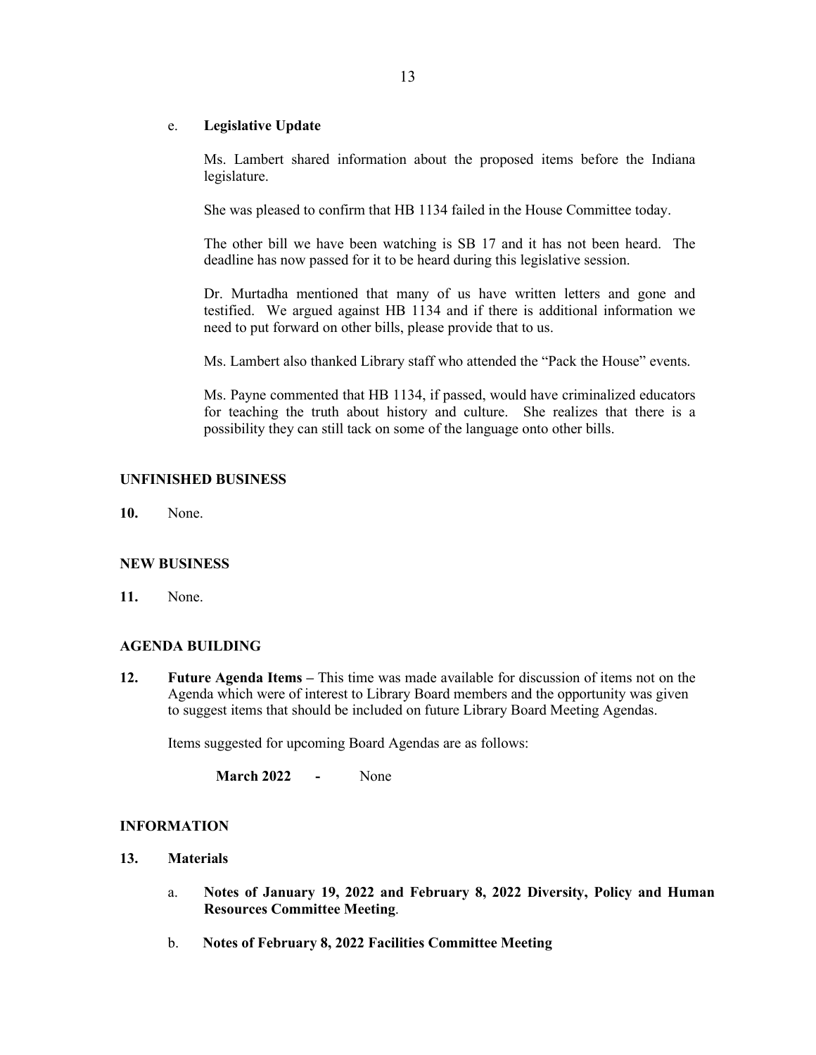e. **Legislative Update**

Ms. Lambert shared information about the proposed items before the Indiana legislature.

She was pleased to confirm that HB 1134 failed in the House Committee today.

The other bill we have been watching is SB 17 and it has not been heard. The deadline has now passed for it to be heard during this legislative session.

Dr. Murtadha mentioned that many of us have written letters and gone and testified. We argued against HB 1134 and if there is additional information we need to put forward on other bills, please provide that to us.

Ms. Lambert also thanked Library staff who attended the "Pack the House" events.

Ms. Payne commented that HB 1134, if passed, would have criminalized educators for teaching the truth about history and culture. She realizes that there is a possibility they can still tack on some of the language onto other bills.

## UNFINISHED BUSINESS

**10.** None.

## NEW BUSINESS

**11.** None.

## AGENDA BUILDING

**12.** **Future Agenda Items –** This time was made available for discussion of items not on the Agenda which were of interest to Library Board members and the opportunity was given to suggest items that should be included on future Library Board Meeting Agendas.

Items suggested for upcoming Board Agendas are as follows:

**March 2022 -** None

## INFORMATION

**13.** **Materials**

a. **Notes of January 19, 2022 and February 8, 2022 Diversity, Policy and Human Resources Committee Meeting**.

b. **Notes of February 8, 2022 Facilities Committee Meeting**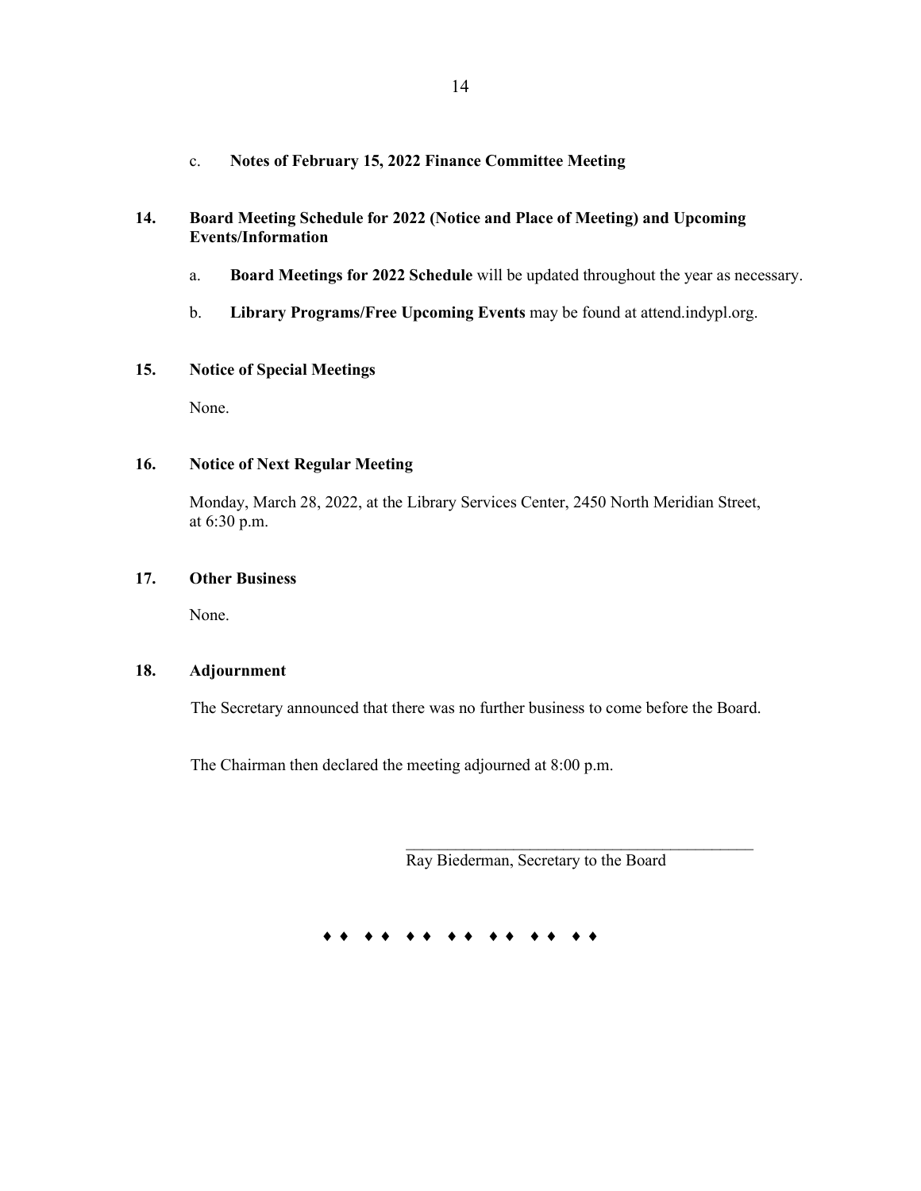c. **Notes of February 15, 2022 Finance Committee Meeting**

**14. Board Meeting Schedule for 2022 (Notice and Place of Meeting) and Upcoming Events/Information**

a. **Board Meetings for 2022 Schedule** will be updated throughout the year as necessary.

b. **Library Programs/Free Upcoming Events** may be found at attend.indypl.org.

**15. Notice of Special Meetings**

None.

**16. Notice of Next Regular Meeting**

Monday, March 28, 2022, at the Library Services Center, 2450 North Meridian Street, at 6:30 p.m.

**17. Other Business**

None.

**18. Adjournment**

The Secretary announced that there was no further business to come before the Board.

The Chairman then declared the meeting adjourned at 8:00 p.m.

\_\_\_\_\_\_\_\_\_\_\_\_\_\_\_\_\_\_\_\_\_\_\_\_\_\_\_\_\_\_\_\_\_\_\_\_\_\_\_\_\_\_\_\_

Ray Biederman, Secretary to the Board

♦♦ ♦♦ ♦♦ ♦♦ ♦♦ ♦♦ ♦♦